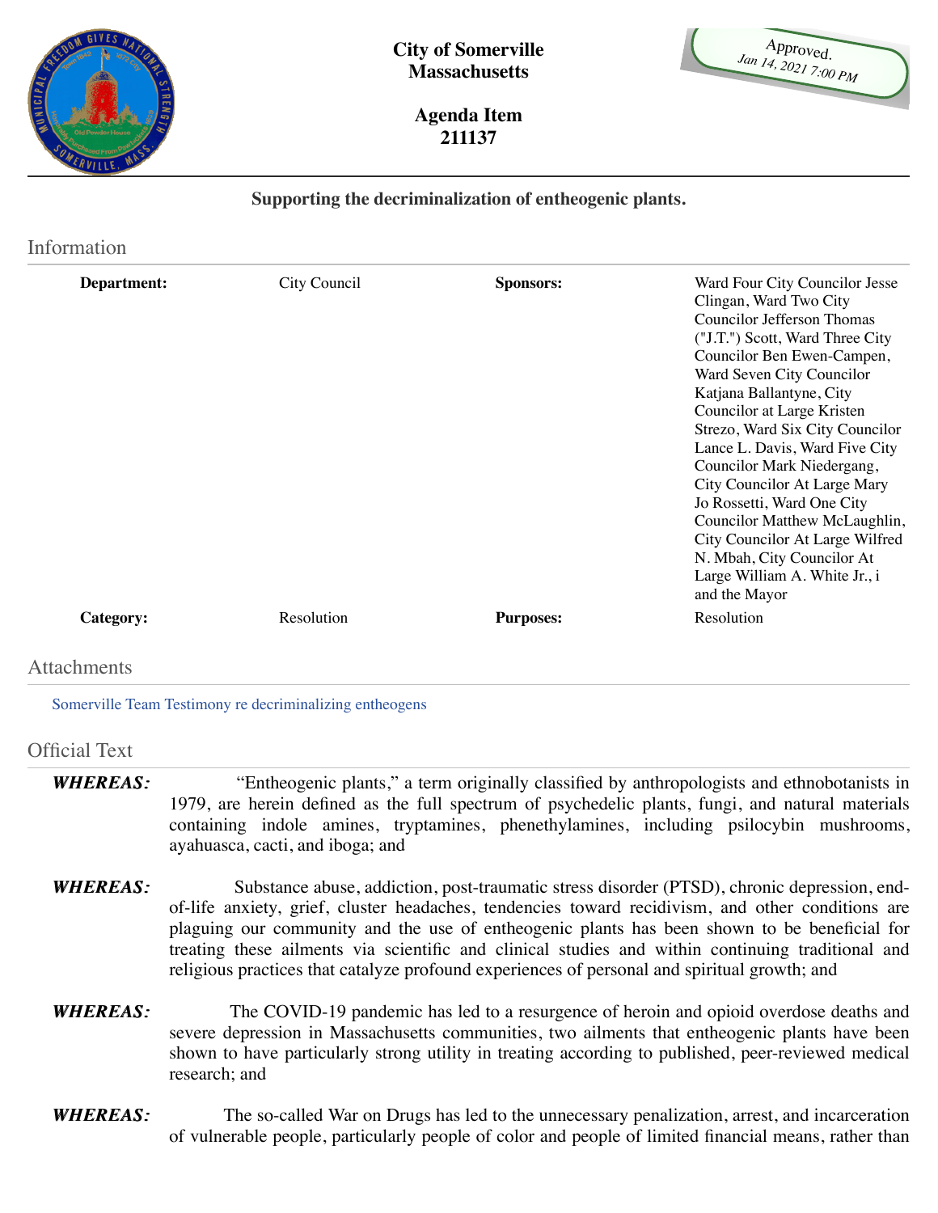**City of Somerville**
**Massachusetts**

**Agenda Item**
**211137**

Approved.
Jan 14, 2021 7:00 PM

**Supporting the decriminalization of entheogenic plants.**

## Information

| | | | |
|---|---|---|---|
| **Department:** | City Council | **Sponsors:** | Ward Four City Councilor Jesse Clingan, Ward Two City Councilor Jefferson Thomas ("J.T.") Scott, Ward Three City Councilor Ben Ewen-Campen, Ward Seven City Councilor Katjana Ballantyne, City Councilor at Large Kristen Strezo, Ward Six City Councilor Lance L. Davis, Ward Five City Councilor Mark Niedergang, City Councilor At Large Mary Jo Rossetti, Ward One City Councilor Matthew McLaughlin, City Councilor At Large Wilfred N. Mbah, City Councilor At Large William A. White Jr., i and the Mayor |
| **Category:** | Resolution | **Purposes:** | Resolution |

## Attachments

Somerville Team Testimony re decriminalizing entheogens

## Official Text

***WHEREAS:*** "Entheogenic plants," a term originally classified by anthropologists and ethnobotanists in 1979, are herein defined as the full spectrum of psychedelic plants, fungi, and natural materials containing indole amines, tryptamines, phenethylamines, including psilocybin mushrooms, ayahuasca, cacti, and iboga; and

***WHEREAS:*** Substance abuse, addiction, post-traumatic stress disorder (PTSD), chronic depression, end-of-life anxiety, grief, cluster headaches, tendencies toward recidivism, and other conditions are plaguing our community and the use of entheogenic plants has been shown to be beneficial for treating these ailments via scientific and clinical studies and within continuing traditional and religious practices that catalyze profound experiences of personal and spiritual growth; and

***WHEREAS:*** The COVID-19 pandemic has led to a resurgence of heroin and opioid overdose deaths and severe depression in Massachusetts communities, two ailments that entheogenic plants have been shown to have particularly strong utility in treating according to published, peer-reviewed medical research; and

***WHEREAS:*** The so-called War on Drugs has led to the unnecessary penalization, arrest, and incarceration of vulnerable people, particularly people of color and people of limited financial means, rather than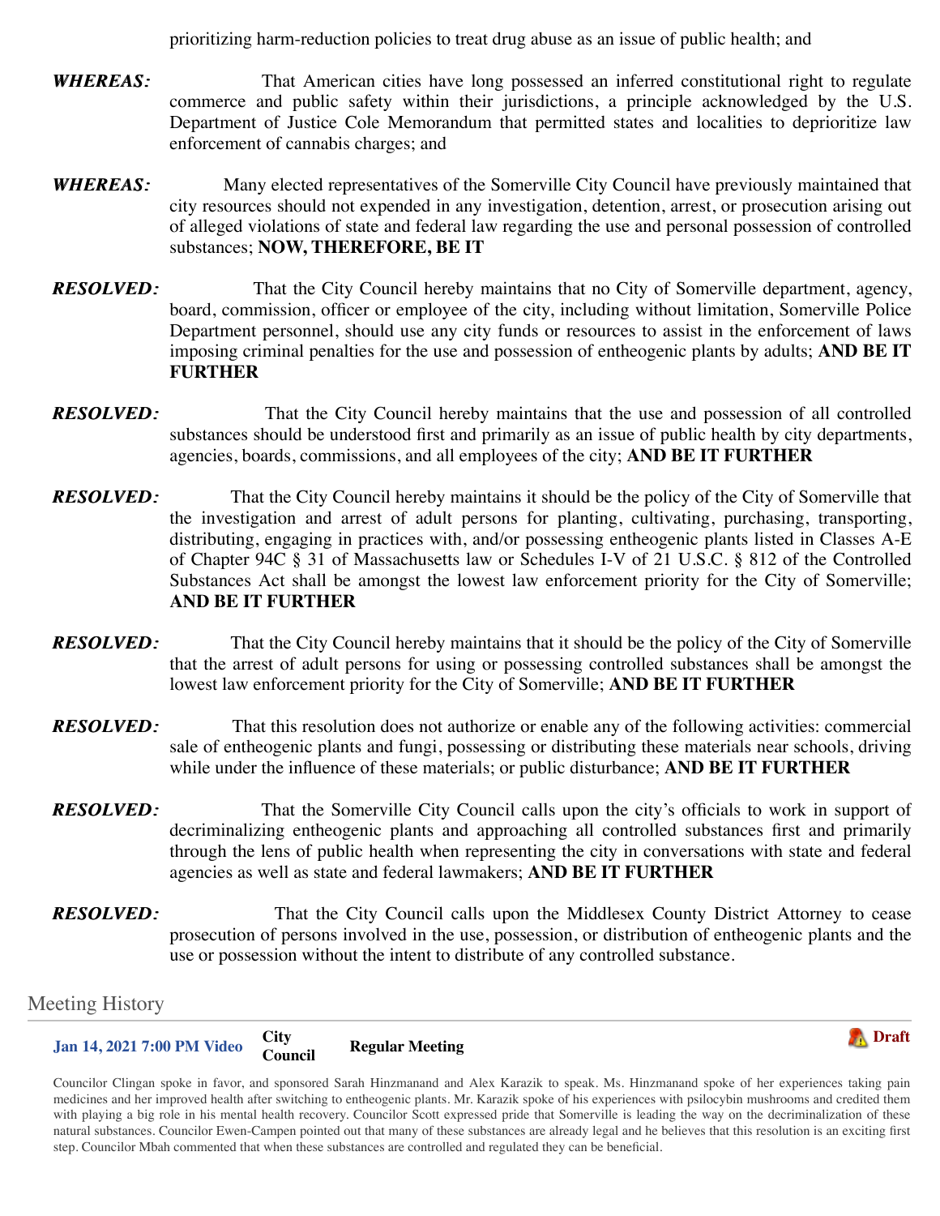prioritizing harm-reduction policies to treat drug abuse as an issue of public health; and

***WHEREAS:*** That American cities have long possessed an inferred constitutional right to regulate commerce and public safety within their jurisdictions, a principle acknowledged by the U.S. Department of Justice Cole Memorandum that permitted states and localities to deprioritize law enforcement of cannabis charges; and

***WHEREAS:*** Many elected representatives of the Somerville City Council have previously maintained that city resources should not expended in any investigation, detention, arrest, or prosecution arising out of alleged violations of state and federal law regarding the use and personal possession of controlled substances; **NOW, THEREFORE, BE IT**

***RESOLVED:*** That the City Council hereby maintains that no City of Somerville department, agency, board, commission, officer or employee of the city, including without limitation, Somerville Police Department personnel, should use any city funds or resources to assist in the enforcement of laws imposing criminal penalties for the use and possession of entheogenic plants by adults; **AND BE IT FURTHER**

***RESOLVED:*** That the City Council hereby maintains that the use and possession of all controlled substances should be understood first and primarily as an issue of public health by city departments, agencies, boards, commissions, and all employees of the city; **AND BE IT FURTHER**

***RESOLVED:*** That the City Council hereby maintains it should be the policy of the City of Somerville that the investigation and arrest of adult persons for planting, cultivating, purchasing, transporting, distributing, engaging in practices with, and/or possessing entheogenic plants listed in Classes A-E of Chapter 94C § 31 of Massachusetts law or Schedules I-V of 21 U.S.C. § 812 of the Controlled Substances Act shall be amongst the lowest law enforcement priority for the City of Somerville; **AND BE IT FURTHER**

***RESOLVED:*** That the City Council hereby maintains that it should be the policy of the City of Somerville that the arrest of adult persons for using or possessing controlled substances shall be amongst the lowest law enforcement priority for the City of Somerville; **AND BE IT FURTHER**

***RESOLVED:*** That this resolution does not authorize or enable any of the following activities: commercial sale of entheogenic plants and fungi, possessing or distributing these materials near schools, driving while under the influence of these materials; or public disturbance; **AND BE IT FURTHER**

***RESOLVED:*** That the Somerville City Council calls upon the city's officials to work in support of decriminalizing entheogenic plants and approaching all controlled substances first and primarily through the lens of public health when representing the city in conversations with state and federal agencies as well as state and federal lawmakers; **AND BE IT FURTHER**

***RESOLVED:*** That the City Council calls upon the Middlesex County District Attorney to cease prosecution of persons involved in the use, possession, or distribution of entheogenic plants and the use or possession without the intent to distribute of any controlled substance.

## Meeting History

**Jan 14, 2021 7:00 PM Video** | **City Council** | **Regular Meeting** | **Draft**

Councilor Clingan spoke in favor, and sponsored Sarah Hinzmanand and Alex Karazik to speak. Ms. Hinzmanand spoke of her experiences taking pain medicines and her improved health after switching to entheogenic plants. Mr. Karazik spoke of his experiences with psilocybin mushrooms and credited them with playing a big role in his mental health recovery. Councilor Scott expressed pride that Somerville is leading the way on the decriminalization of these natural substances. Councilor Ewen-Campen pointed out that many of these substances are already legal and he believes that this resolution is an exciting first step. Councilor Mbah commented that when these substances are controlled and regulated they can be beneficial.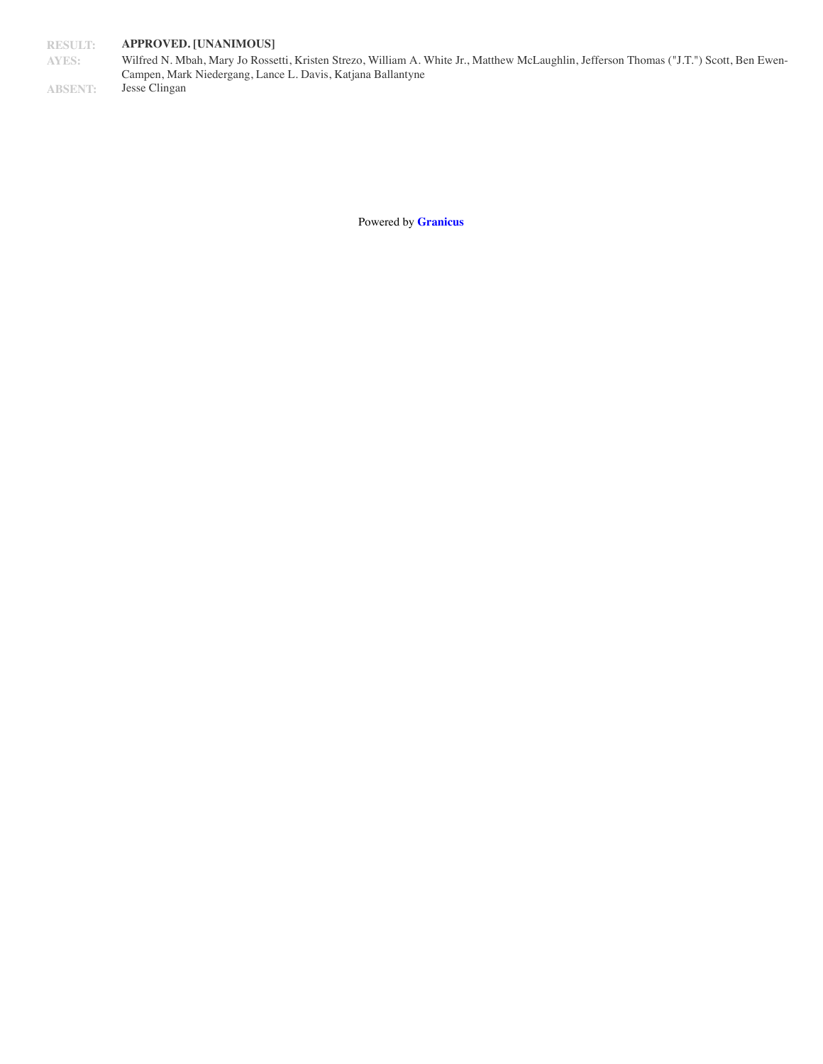| | |
|---|---|
| **RESULT:** | **APPROVED. [UNANIMOUS]** |
| **AYES:** | Wilfred N. Mbah, Mary Jo Rossetti, Kristen Strezo, William A. White Jr., Matthew McLaughlin, Jefferson Thomas ("J.T.") Scott, Ben Ewen-Campen, Mark Niedergang, Lance L. Davis, Katjana Ballantyne |
| **ABSENT:** | Jesse Clingan |

Powered by **Granicus**